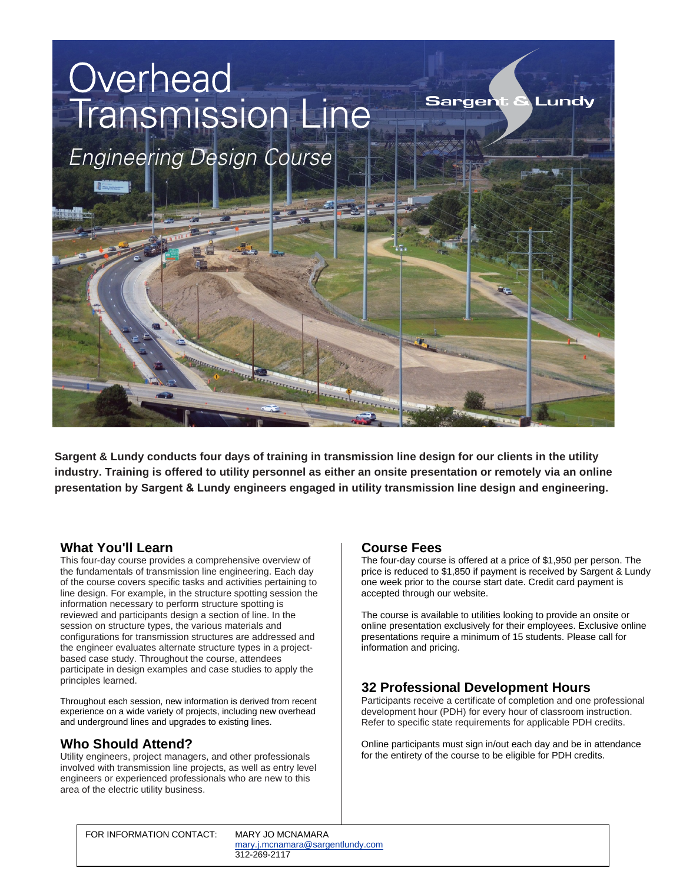# Overhead Transmission Line

## *Engineering Design Course*

Sargent & Lundy

**Sargent & Lundy conducts four days of training in transmission line design for our clients in the utility industry. Training is offered to utility personnel as either an onsite presentation or remotely via an online presentation by Sargent & Lundy engineers engaged in utility transmission line design and engineering.**

### What You'll Learn

This four-day course provides a comprehensive overview of the fundamentals of transmission line engineering. Each day of the course covers specific tasks and activities pertaining to line design. For example, in the structure spotting session the information necessary to perform structure spotting is reviewed and participants design a section of line. In the session on structure types, the various materials and configurations for transmission structures are addressed and the engineer evaluates alternate structure types in a project-based case study. Throughout the course, attendees participate in design examples and case studies to apply the principles learned.

Throughout each session, new information is derived from recent experience on a wide variety of projects, including new overhead and underground lines and upgrades to existing lines.

### Who Should Attend?

Utility engineers, project managers, and other professionals involved with transmission line projects, as well as entry level engineers or experienced professionals who are new to this area of the electric utility business.

### Course Fees

The four-day course is offered at a price of $1,950 per person. The price is reduced to $1,850 if payment is received by Sargent & Lundy one week prior to the course start date. Credit card payment is accepted through our website.

The course is available to utilities looking to provide an onsite or online presentation exclusively for their employees. Exclusive online presentations require a minimum of 15 students. Please call for information and pricing.

### 32 Professional Development Hours

Participants receive a certificate of completion and one professional development hour (PDH) for every hour of classroom instruction. Refer to specific state requirements for applicable PDH credits.

Online participants must sign in/out each day and be in attendance for the entirety of the course to be eligible for PDH credits.

FOR INFORMATION CONTACT: MARY JO MCNAMARA
mary.j.mcnamara@sargentlundy.com
312-269-2117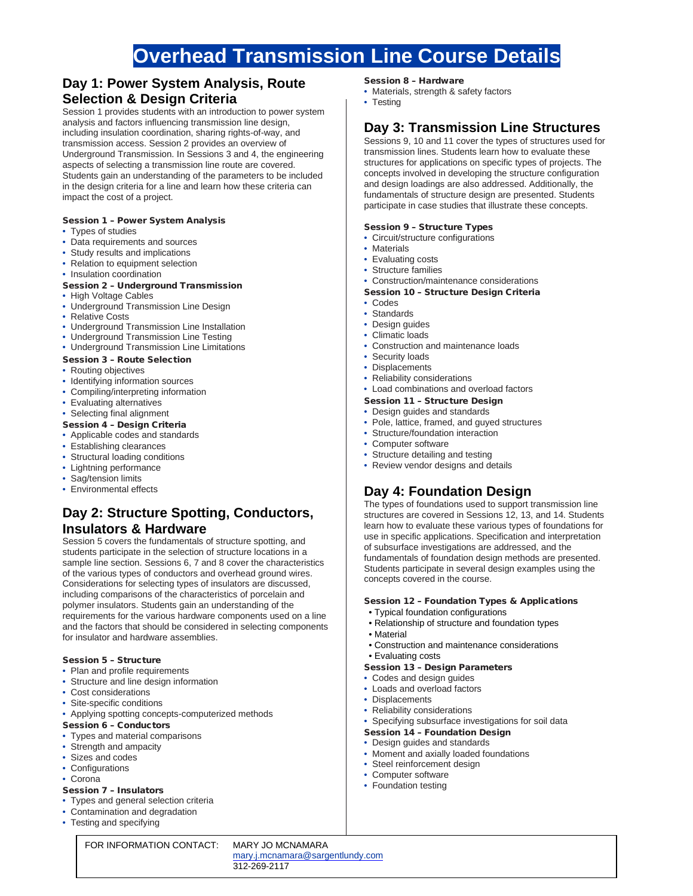# Overhead Transmission Line Course Details

## Day 1: Power System Analysis, Route Selection & Design Criteria

Session 1 provides students with an introduction to power system analysis and factors influencing transmission line design, including insulation coordination, sharing rights-of-way, and transmission access. Session 2 provides an overview of Underground Transmission. In Sessions 3 and 4, the engineering aspects of selecting a transmission line route are covered. Students gain an understanding of the parameters to be included in the design criteria for a line and learn how these criteria can impact the cost of a project.

**Session 1 – Power System Analysis**
- Types of studies
- Data requirements and sources
- Study results and implications
- Relation to equipment selection
- Insulation coordination

**Session 2 – Underground Transmission**
- High Voltage Cables
- Underground Transmission Line Design
- Relative Costs
- Underground Transmission Line Installation
- Underground Transmission Line Testing
- Underground Transmission Line Limitations

**Session 3 – Route Selection**
- Routing objectives
- Identifying information sources
- Compiling/interpreting information
- Evaluating alternatives
- Selecting final alignment

**Session 4 – Design Criteria**
- Applicable codes and standards
- Establishing clearances
- Structural loading conditions
- Lightning performance
- Sag/tension limits
- Environmental effects

## Day 2: Structure Spotting, Conductors, Insulators & Hardware

Session 5 covers the fundamentals of structure spotting, and students participate in the selection of structure locations in a sample line section. Sessions 6, 7 and 8 cover the characteristics of the various types of conductors and overhead ground wires. Considerations for selecting types of insulators are discussed, including comparisons of the characteristics of porcelain and polymer insulators. Students gain an understanding of the requirements for the various hardware components used on a line and the factors that should be considered in selecting components for insulator and hardware assemblies.

**Session 5 – Structure**
- Plan and profile requirements
- Structure and line design information
- Cost considerations
- Site-specific conditions
- Applying spotting concepts-computerized methods

**Session 6 – Conductors**
- Types and material comparisons
- Strength and ampacity
- Sizes and codes
- Configurations
- Corona

**Session 7 – Insulators**
- Types and general selection criteria
- Contamination and degradation
- Testing and specifying

**Session 8 – Hardware**
- Materials, strength & safety factors
- Testing

## Day 3: Transmission Line Structures

Sessions 9, 10 and 11 cover the types of structures used for transmission lines. Students learn how to evaluate these structures for applications on specific types of projects. The concepts involved in developing the structure configuration and design loadings are also addressed. Additionally, the fundamentals of structure design are presented. Students participate in case studies that illustrate these concepts.

**Session 9 – Structure Types**
- Circuit/structure configurations
- Materials
- Evaluating costs
- Structure families
- Construction/maintenance considerations

**Session 10 – Structure Design Criteria**
- Codes
- Standards
- Design guides
- Climatic loads
- Construction and maintenance loads
- Security loads
- Displacements
- Reliability considerations
- Load combinations and overload factors

**Session 11 – Structure Design**
- Design guides and standards
- Pole, lattice, framed, and guyed structures
- Structure/foundation interaction
- Computer software
- Structure detailing and testing
- Review vendor designs and details

## Day 4: Foundation Design

The types of foundations used to support transmission line structures are covered in Sessions 12, 13, and 14. Students learn how to evaluate these various types of foundations for use in specific applications. Specification and interpretation of subsurface investigations are addressed, and the fundamentals of foundation design methods are presented. Students participate in several design examples using the concepts covered in the course.

**Session 12 – Foundation Types & Applications**
- Typical foundation configurations
- Relationship of structure and foundation types
- Material
- Construction and maintenance considerations
- Evaluating costs

**Session 13 – Design Parameters**
- Codes and design guides
- Loads and overload factors
- Displacements
- Reliability considerations
- Specifying subsurface investigations for soil data

**Session 14 – Foundation Design**
- Design guides and standards
- Moment and axially loaded foundations
- Steel reinforcement design
- Computer software
- Foundation testing

FOR INFORMATION CONTACT: MARY JO MCNAMARA
mary.j.mcnamara@sargentlundy.com
312-269-2117